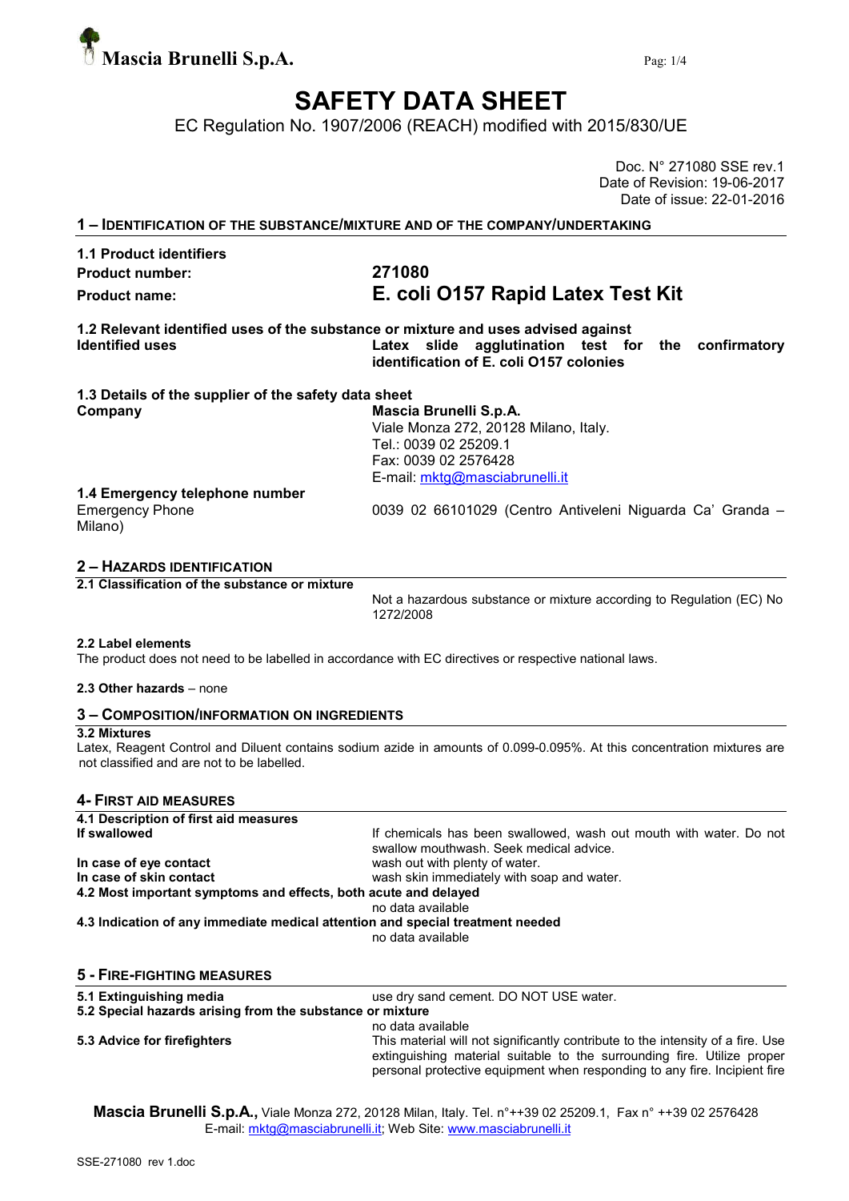Mascia Brunelli S.p.A.

# SAFETY DATA SHEET

EC Regulation No. 1907/2006 (REACH) modified with 2015/830/UE

Doc. N° 271080 SSE rev.1
Date of Revision: 19-06-2017
Date of issue: 22-01-2016

## 1 – IDENTIFICATION OF THE SUBSTANCE/MIXTURE AND OF THE COMPANY/UNDERTAKING

**1.1 Product identifiers**

| | |
|---|---|
| **Product number:** | **271080** |
| **Product name:** | **E. coli O157 Rapid Latex Test Kit** |

**1.2 Relevant identified uses of the substance or mixture and uses advised against**

| | |
|---|---|
| **Identified uses** | **Latex slide agglutination test for the confirmatory identification of E. coli O157 colonies** |

**1.3 Details of the supplier of the safety data sheet**

| | |
|---|---|
| **Company** | **Mascia Brunelli S.p.A.**<br>Viale Monza 272, 20128 Milano, Italy.<br>Tel.: 0039 02 25209.1<br>Fax: 0039 02 2576428<br>E-mail: mktg@masciabrunelli.it |

**1.4 Emergency telephone number**

| | |
|---|---|
| Emergency Phone | 0039 02 66101029 (Centro Antiveleni Niguarda Ca' Granda – Milano) |

## 2 – HAZARDS IDENTIFICATION

**2.1 Classification of the substance or mixture**

Not a hazardous substance or mixture according to Regulation (EC) No 1272/2008

**2.2 Label elements**

The product does not need to be labelled in accordance with EC directives or respective national laws.

**2.3 Other hazards** – none

## 3 – COMPOSITION/INFORMATION ON INGREDIENTS

**3.2 Mixtures**

Latex, Reagent Control and Diluent contains sodium azide in amounts of 0.099-0.095%. At this concentration mixtures are not classified and are not to be labelled.

## 4- FIRST AID MEASURES

**4.1 Description of first aid measures**

| | |
|---|---|
| **If swallowed** | If chemicals has been swallowed, wash out mouth with water. Do not swallow mouthwash. Seek medical advice. |
| **In case of eye contact** | wash out with plenty of water. |
| **In case of skin contact** | wash skin immediately with soap and water. |

**4.2 Most important symptoms and effects, both acute and delayed**

no data available

**4.3 Indication of any immediate medical attention and special treatment needed**

no data available

## 5 - FIRE-FIGHTING MEASURES

| | |
|---|---|
| **5.1 Extinguishing media** | use dry sand cement. DO NOT USE water. |

**5.2 Special hazards arising from the substance or mixture**

no data available

| | |
|---|---|
| **5.3 Advice for firefighters** | This material will not significantly contribute to the intensity of a fire. Use extinguishing material suitable to the surrounding fire. Utilize proper personal protective equipment when responding to any fire. Incipient fire |

**Mascia Brunelli S.p.A.,** Viale Monza 272, 20128 Milan, Italy. Tel. n°++39 02 25209.1, Fax n° ++39 02 2576428
E-mail: mktg@masciabrunelli.it; Web Site: www.masciabrunelli.it

SSE-271080 rev 1.doc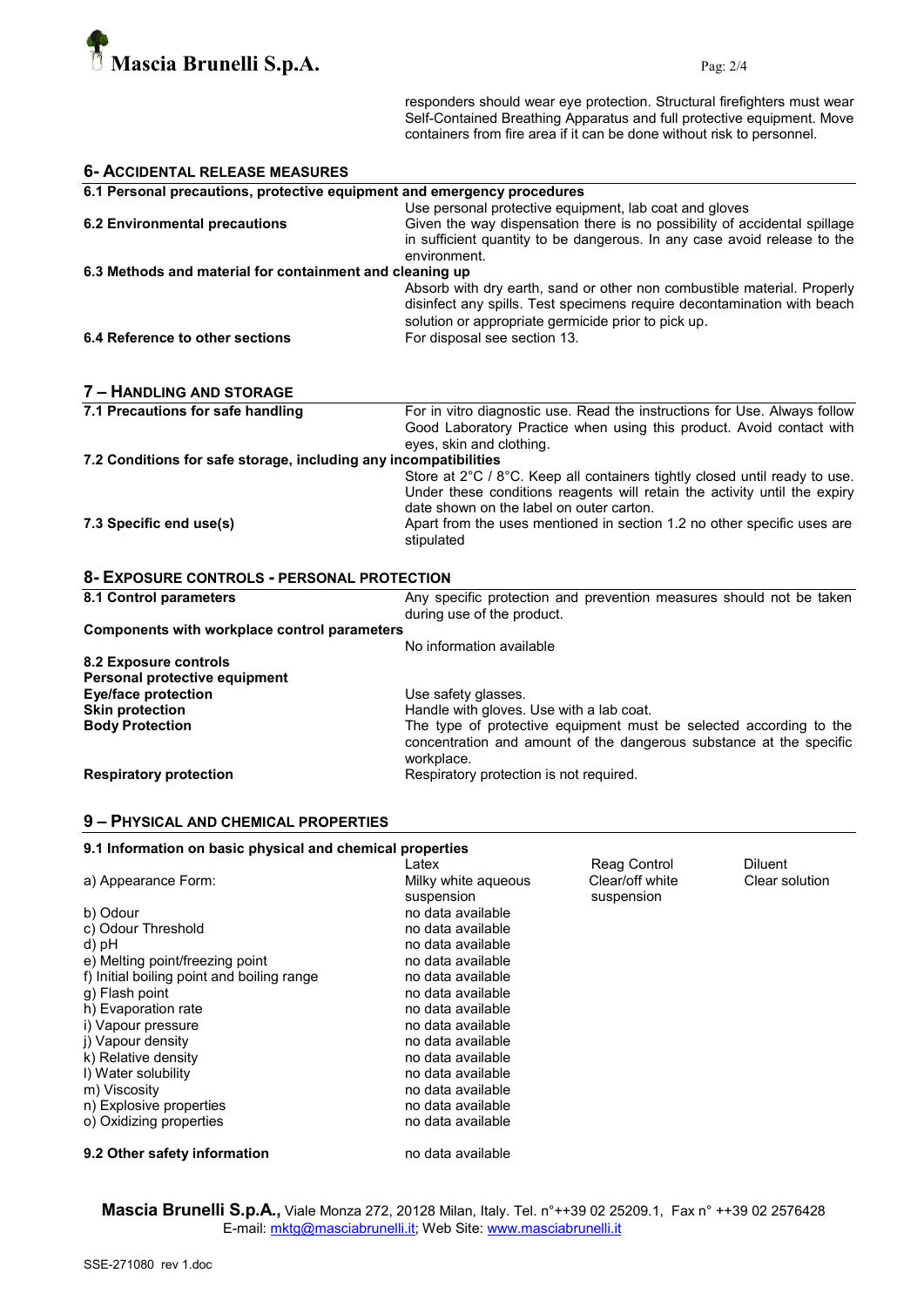responders should wear eye protection. Structural firefighters must wear Self-Contained Breathing Apparatus and full protective equipment. Move containers from fire area if it can be done without risk to personnel.

## 6- ACCIDENTAL RELEASE MEASURES

**6.1 Personal precautions, protective equipment and emergency procedures**

Use personal protective equipment, lab coat and gloves

**6.2 Environmental precautions**

Given the way dispensation there is no possibility of accidental spillage in sufficient quantity to be dangerous. In any case avoid release to the environment.

**6.3 Methods and material for containment and cleaning up**

Absorb with dry earth, sand or other non combustible material. Properly disinfect any spills. Test specimens require decontamination with beach solution or appropriate germicide prior to pick up.

**6.4 Reference to other sections**

For disposal see section 13.

## 7 – HANDLING AND STORAGE

**7.1 Precautions for safe handling**

For in vitro diagnostic use. Read the instructions for Use. Always follow Good Laboratory Practice when using this product. Avoid contact with eyes, skin and clothing.

**7.2 Conditions for safe storage, including any incompatibilities**

Store at 2°C / 8°C. Keep all containers tightly closed until ready to use. Under these conditions reagents will retain the activity until the expiry date shown on the label on outer carton.

**7.3 Specific end use(s)**

Apart from the uses mentioned in section 1.2 no other specific uses are stipulated

## 8- EXPOSURE CONTROLS - PERSONAL PROTECTION

**8.1 Control parameters**

Any specific protection and prevention measures should not be taken during use of the product.

**Components with workplace control parameters**

No information available

**8.2 Exposure controls**

**Personal protective equipment**

**Eye/face protection**: Use safety glasses.

**Skin protection**: Handle with gloves. Use with a lab coat.

**Body Protection**: The type of protective equipment must be selected according to the concentration and amount of the dangerous substance at the specific workplace.

**Respiratory protection**: Respiratory protection is not required.

## 9 – PHYSICAL AND CHEMICAL PROPERTIES

**9.1 Information on basic physical and chemical properties**

| | Latex | Reag Control | Diluent |
|---|---|---|---|
| a) Appearance Form: | Milky white aqueous suspension | Clear/off white suspension | Clear solution |
| b) Odour | no data available | | |
| c) Odour Threshold | no data available | | |
| d) pH | no data available | | |
| e) Melting point/freezing point | no data available | | |
| f) Initial boiling point and boiling range | no data available | | |
| g) Flash point | no data available | | |
| h) Evaporation rate | no data available | | |
| i) Vapour pressure | no data available | | |
| j) Vapour density | no data available | | |
| k) Relative density | no data available | | |
| l) Water solubility | no data available | | |
| m) Viscosity | no data available | | |
| n) Explosive properties | no data available | | |
| o) Oxidizing properties | no data available | | |

**9.2 Other safety information**: no data available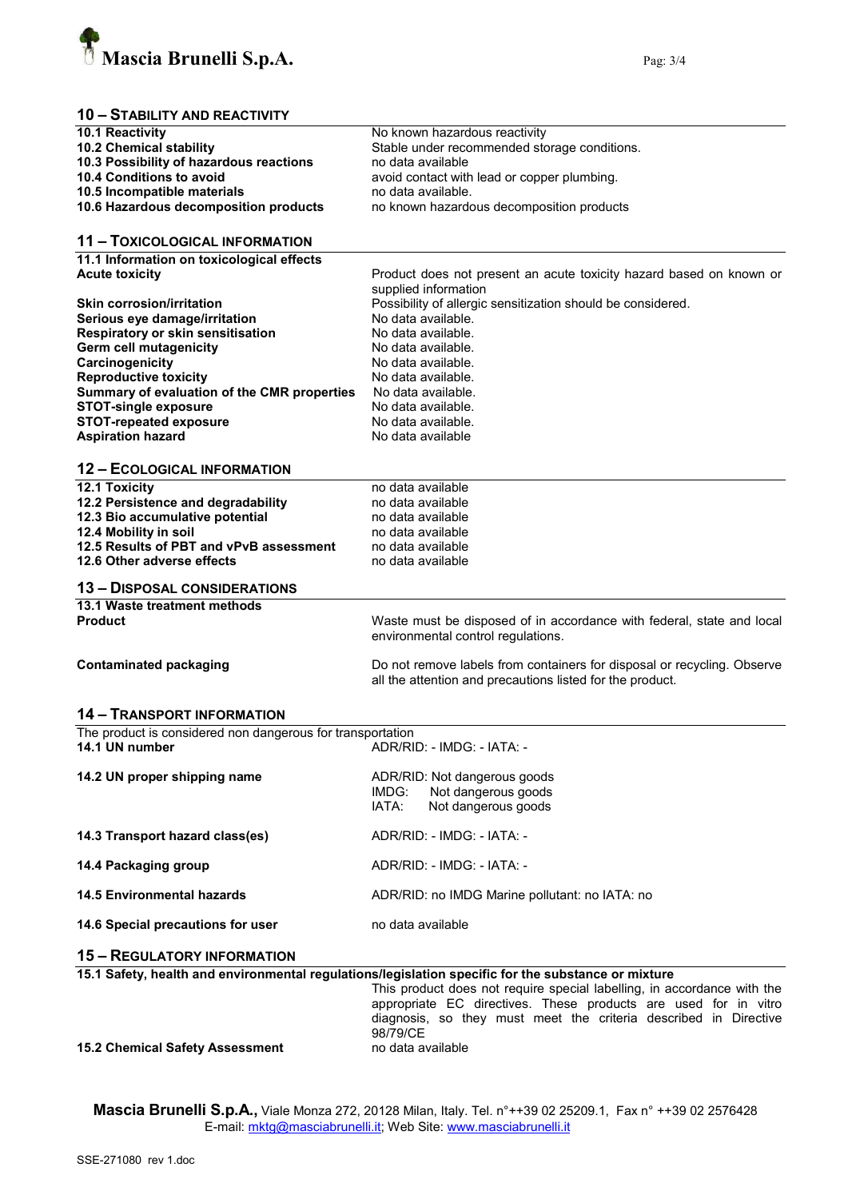## 10 – STABILITY AND REACTIVITY

| | |
|---|---|
| **10.1 Reactivity** | No known hazardous reactivity |
| **10.2 Chemical stability** | Stable under recommended storage conditions. |
| **10.3 Possibility of hazardous reactions** | no data available |
| **10.4 Conditions to avoid** | avoid contact with lead or copper plumbing. |
| **10.5 Incompatible materials** | no data available. |
| **10.6 Hazardous decomposition products** | no known hazardous decomposition products |

## 11 – TOXICOLOGICAL INFORMATION

| | |
|---|---|
| **11.1 Information on toxicological effects** | |
| **Acute toxicity** | Product does not present an acute toxicity hazard based on known or supplied information |
| **Skin corrosion/irritation** | Possibility of allergic sensitization should be considered. |
| **Serious eye damage/irritation** | No data available. |
| **Respiratory or skin sensitisation** | No data available. |
| **Germ cell mutagenicity** | No data available. |
| **Carcinogenicity** | No data available. |
| **Reproductive toxicity** | No data available. |
| **Summary of evaluation of the CMR properties** | No data available. |
| **STOT-single exposure** | No data available. |
| **STOT-repeated exposure** | No data available. |
| **Aspiration hazard** | No data available |

## 12 – ECOLOGICAL INFORMATION

| | |
|---|---|
| **12.1 Toxicity** | no data available |
| **12.2 Persistence and degradability** | no data available |
| **12.3 Bio accumulative potential** | no data available |
| **12.4 Mobility in soil** | no data available |
| **12.5 Results of PBT and vPvB assessment** | no data available |
| **12.6 Other adverse effects** | no data available |

## 13 – DISPOSAL CONSIDERATIONS

| | |
|---|---|
| **13.1 Waste treatment methods** | |
| **Product** | Waste must be disposed of in accordance with federal, state and local environmental control regulations. |
| **Contaminated packaging** | Do not remove labels from containers for disposal or recycling. Observe all the attention and precautions listed for the product. |

## 14 – TRANSPORT INFORMATION

The product is considered non dangerous for transportation

| | |
|---|---|
| **14.1 UN number** | ADR/RID: - IMDG: - IATA: - |
| **14.2 UN proper shipping name** | ADR/RID: Not dangerous goods<br>IMDG: Not dangerous goods<br>IATA: Not dangerous goods |
| **14.3 Transport hazard class(es)** | ADR/RID: - IMDG: - IATA: - |
| **14.4 Packaging group** | ADR/RID: - IMDG: - IATA: - |
| **14.5 Environmental hazards** | ADR/RID: no IMDG Marine pollutant: no IATA: no |
| **14.6 Special precautions for user** | no data available |

## 15 – REGULATORY INFORMATION

**15.1 Safety, health and environmental regulations/legislation specific for the substance or mixture**

| | |
|---|---|
| | This product does not require special labelling, in accordance with the appropriate EC directives. These products are used for in vitro diagnosis, so they must meet the criteria described in Directive 98/79/CE |
| **15.2 Chemical Safety Assessment** | no data available |

**Mascia Brunelli S.p.A.**, Viale Monza 272, 20128 Milan, Italy. Tel. n°++39 02 25209.1, Fax n° ++39 02 2576428
E-mail: mktg@masciabrunelli.it; Web Site: www.masciabrunelli.it

SSE-271080 rev 1.doc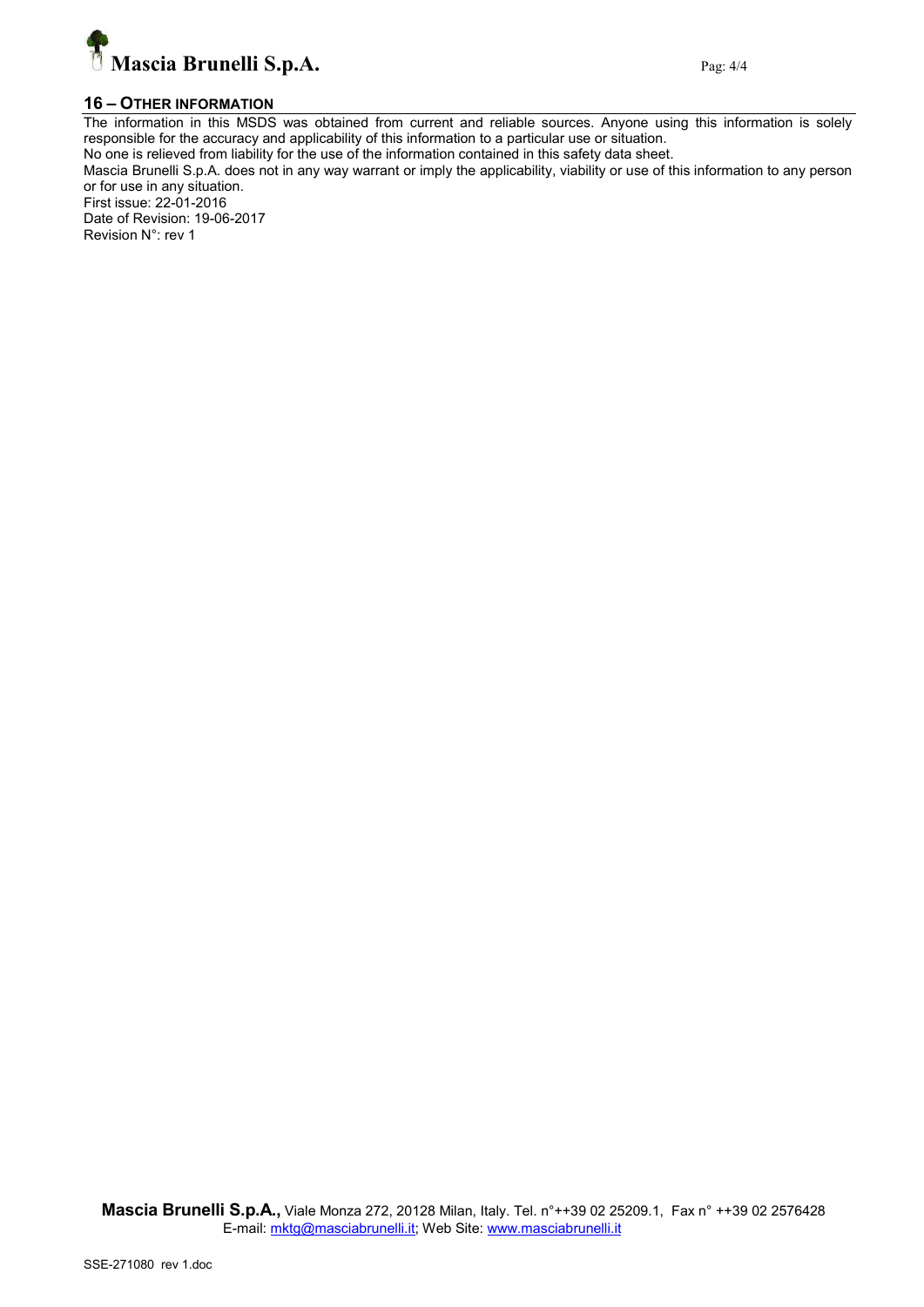## 16 – OTHER INFORMATION

The information in this MSDS was obtained from current and reliable sources. Anyone using this information is solely responsible for the accuracy and applicability of this information to a particular use or situation.
No one is relieved from liability for the use of the information contained in this safety data sheet.
Mascia Brunelli S.p.A. does not in any way warrant or imply the applicability, viability or use of this information to any person or for use in any situation.
First issue: 22-01-2016
Date of Revision: 19-06-2017
Revision N°: rev 1